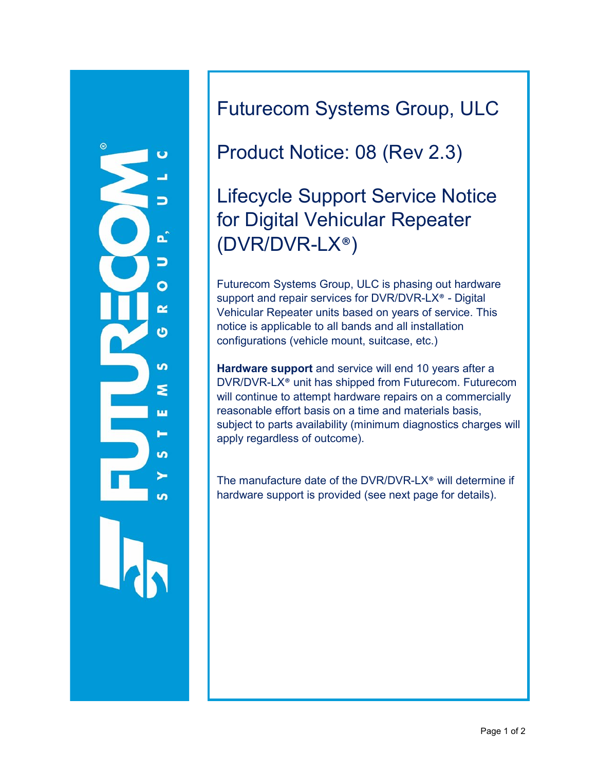# Futurecom Systems Group, ULC

## Product Notice: 08 (Rev 2.3)

## Lifecycle Support Service Notice for Digital Vehicular Repeater (DVR/DVR-LX®)

Futurecom Systems Group, ULC is phasing out hardware support and repair services for DVR/DVR-LX® - Digital Vehicular Repeater units based on years of service. This notice is applicable to all bands and all installation configurations (vehicle mount, suitcase, etc.)

**Hardware support** and service will end 10 years after a DVR/DVR-LX® unit has shipped from Futurecom. Futurecom will continue to attempt hardware repairs on a commercially reasonable effort basis on a time and materials basis, subject to parts availability (minimum diagnostics charges will apply regardless of outcome).

The manufacture date of the DVR/DVR-LX® will determine if hardware support is provided (see next page for details).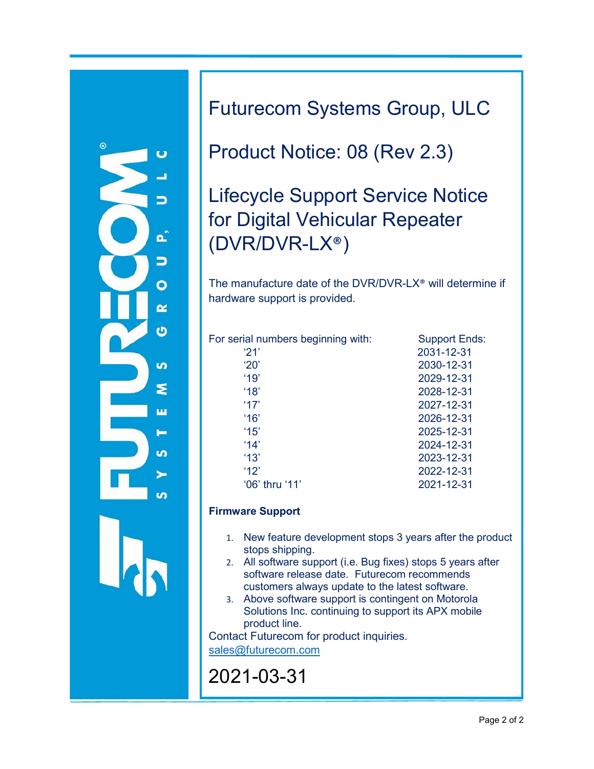# Futurecom Systems Group, ULC

## Product Notice: 08 (Rev 2.3)

## Lifecycle Support Service Notice for Digital Vehicular Repeater (DVR/DVR-LX®)

The manufacture date of the DVR/DVR-LX® will determine if hardware support is provided.

| For serial numbers beginning with: | Support Ends: |
|---|---|
| ‘21’ | 2031-12-31 |
| ‘20’ | 2030-12-31 |
| ‘19’ | 2029-12-31 |
| ‘18’ | 2028-12-31 |
| ‘17’ | 2027-12-31 |
| ‘16’ | 2026-12-31 |
| ‘15’ | 2025-12-31 |
| ‘14’ | 2024-12-31 |
| ‘13’ | 2023-12-31 |
| ‘12’ | 2022-12-31 |
| ‘06’ thru ‘11’ | 2021-12-31 |

**Firmware Support**

1. New feature development stops 3 years after the product stops shipping.
2. All software support (i.e. Bug fixes) stops 5 years after software release date. Futurecom recommends customers always update to the latest software.
3. Above software support is contingent on Motorola Solutions Inc. continuing to support its APX mobile product line.

Contact Futurecom for product inquiries.
sales@futurecom.com

2021-03-31